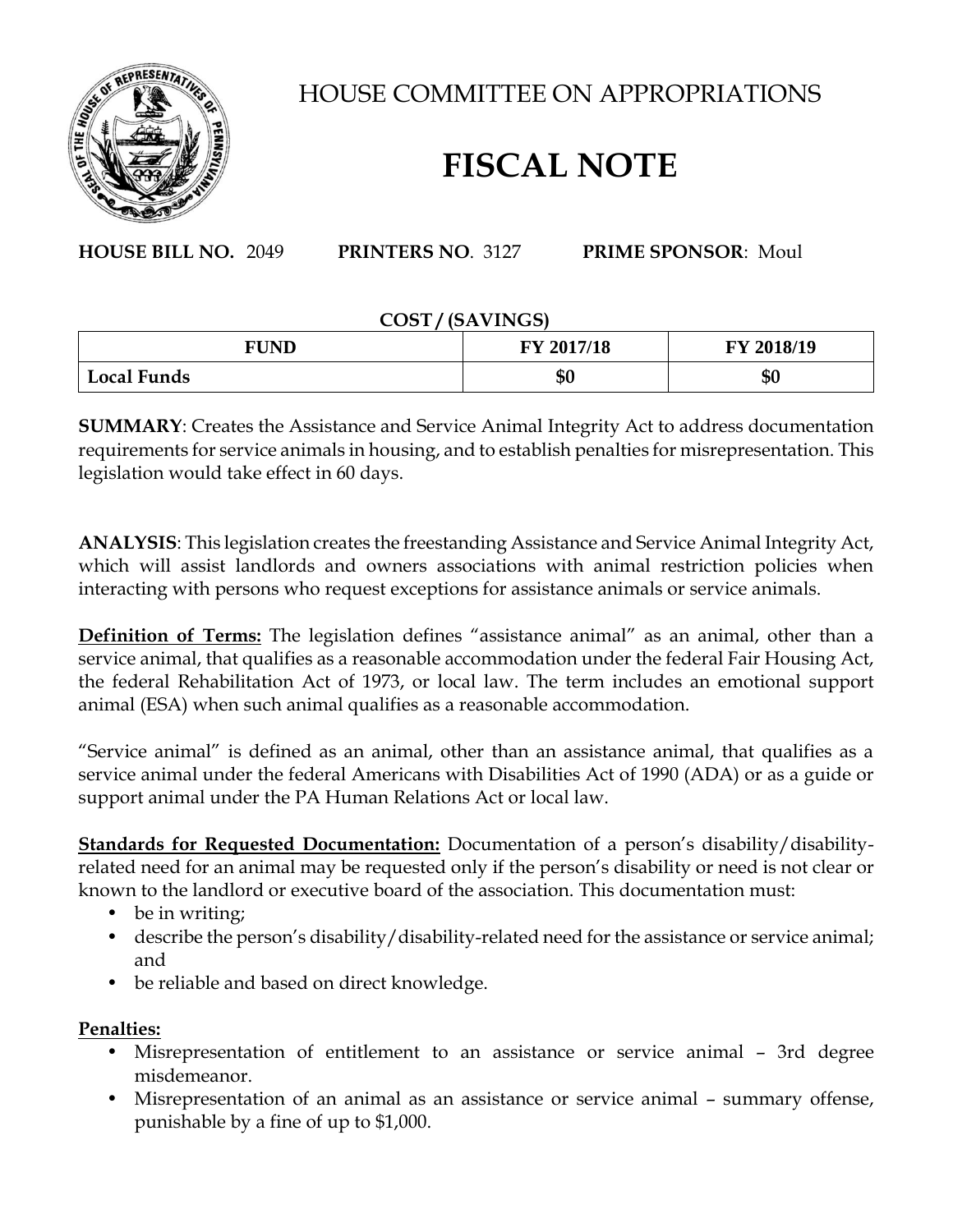# HOUSE COMMITTEE ON APPROPRIATIONS

# FISCAL NOTE

**HOUSE BILL NO.** 2049 **PRINTERS NO**. 3127 **PRIME SPONSOR**: Moul

**COST / (SAVINGS)**

| FUND | FY 2017/18 | FY 2018/19 |
|---|---|---|
| **Local Funds** | **$0** | **$0** |

**SUMMARY**: Creates the Assistance and Service Animal Integrity Act to address documentation requirements for service animals in housing, and to establish penalties for misrepresentation. This legislation would take effect in 60 days.

**ANALYSIS**: This legislation creates the freestanding Assistance and Service Animal Integrity Act, which will assist landlords and owners associations with animal restriction policies when interacting with persons who request exceptions for assistance animals or service animals.

**Definition of Terms:** The legislation defines "assistance animal" as an animal, other than a service animal, that qualifies as a reasonable accommodation under the federal Fair Housing Act, the federal Rehabilitation Act of 1973, or local law. The term includes an emotional support animal (ESA) when such animal qualifies as a reasonable accommodation.

"Service animal" is defined as an animal, other than an assistance animal, that qualifies as a service animal under the federal Americans with Disabilities Act of 1990 (ADA) or as a guide or support animal under the PA Human Relations Act or local law.

**Standards for Requested Documentation:** Documentation of a person's disability/disability-related need for an animal may be requested only if the person's disability or need is not clear or known to the landlord or executive board of the association. This documentation must:

- be in writing;
- describe the person's disability/disability-related need for the assistance or service animal; and
- be reliable and based on direct knowledge.

**Penalties:**

- Misrepresentation of entitlement to an assistance or service animal – 3rd degree misdemeanor.
- Misrepresentation of an animal as an assistance or service animal – summary offense, punishable by a fine of up to $1,000.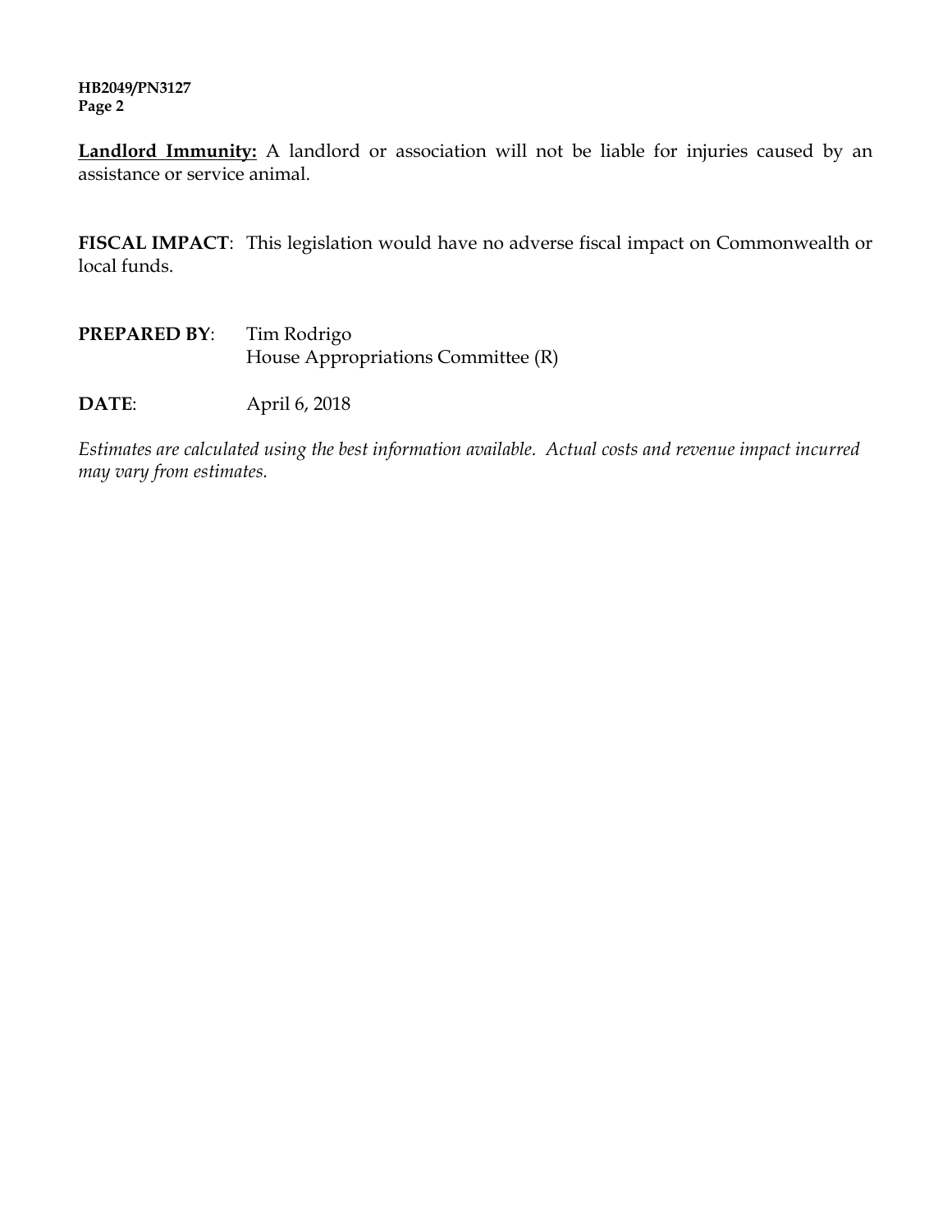**<u>Landlord Immunity:</u>** A landlord or association will not be liable for injuries caused by an assistance or service animal.

**FISCAL IMPACT**: This legislation would have no adverse fiscal impact on Commonwealth or local funds.

**PREPARED BY**: Tim Rodrigo
House Appropriations Committee (R)

**DATE**: April 6, 2018

*Estimates are calculated using the best information available. Actual costs and revenue impact incurred may vary from estimates.*